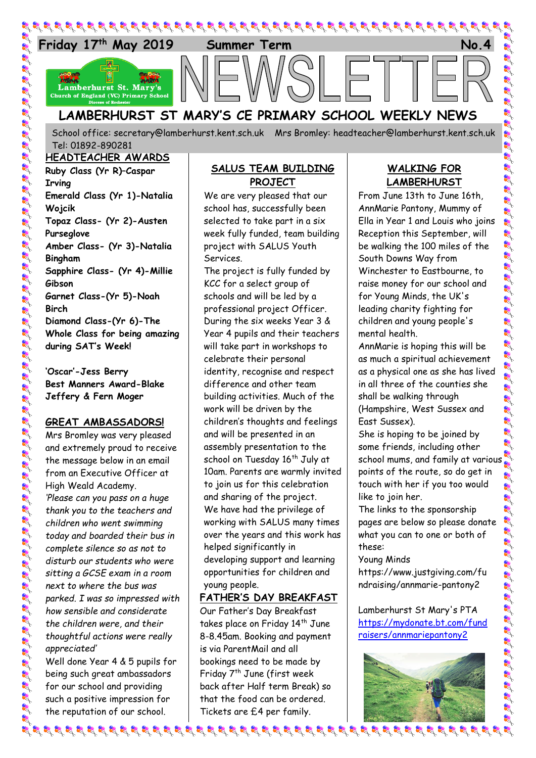Friday 17th May 2019 Summer Term No.4

# LAMBERHURST ST MARY'S CE PRIMARY SCHOOL WEEKLY NEWS

School office: secretary@lamberhurst.kent.sch.uk Mrs Bromley: headteacher@lamberhurst.kent.sch.uk Tel: 01892-890281

## HEADTEACHER AWARDS

**Ruby Class (Yr R)–Caspar Irving**
**Emerald Class (Yr 1)-Natalia Wojcik**
**Topaz Class- (Yr 2)-Austen Purseglove**
**Amber Class- (Yr 3)-Natalia Bingham**
**Sapphire Class- (Yr 4)-Millie Gibson**
**Garnet Class-(Yr 5)-Noah Birch**
**Diamond Class-(Yr 6)-The Whole Class for being amazing during SAT's Week!**

**'Oscar'-Jess Berry**
**Best Manners Award-Blake Jeffery & Fern Moger**

## GREAT AMBASSADORS!

Mrs Bromley was very pleased and extremely proud to receive the message below in an email from an Executive Officer at High Weald Academy.

*'Please can you pass on a huge thank you to the teachers and children who went swimming today and boarded their bus in complete silence so as not to disturb our students who were sitting a GCSE exam in a room next to where the bus was parked. I was so impressed with how sensible and considerate the children were, and their thoughtful actions were really appreciated'*

Well done Year 4 & 5 pupils for being such great ambassadors for our school and providing such a positive impression for the reputation of our school.

## SALUS TEAM BUILDING PROJECT

We are very pleased that our school has, successfully been selected to take part in a six week fully funded, team building project with SALUS Youth Services.

The project is fully funded by KCC for a select group of schools and will be led by a professional project Officer. During the six weeks Year 3 & Year 4 pupils and their teachers will take part in workshops to celebrate their personal identity, recognise and respect difference and other team building activities. Much of the work will be driven by the children's thoughts and feelings and will be presented in an assembly presentation to the school on Tuesday 16th July at 10am. Parents are warmly invited to join us for this celebration and sharing of the project.

We have had the privilege of working with SALUS many times over the years and this work has helped significantly in developing support and learning opportunities for children and young people.

## FATHER'S DAY BREAKFAST

Our Father's Day Breakfast takes place on Friday 14th June 8-8.45am. Booking and payment is via ParentMail and all bookings need to be made by Friday 7th June (first week back after Half term Break) so that the food can be ordered. Tickets are £4 per family.

## WALKING FOR LAMBERHURST

From June 13th to June 16th, AnnMarie Pantony, Mummy of Ella in Year 1 and Louis who joins Reception this September, will be walking the 100 miles of the South Downs Way from Winchester to Eastbourne, to raise money for our school and for Young Minds, the UK's leading charity fighting for children and young people's mental health.

AnnMarie is hoping this will be as much a spiritual achievement as a physical one as she has lived in all three of the counties she shall be walking through (Hampshire, West Sussex and East Sussex).

She is hoping to be joined by some friends, including other school mums, and family at various points of the route, so do get in touch with her if you too would like to join her.

The links to the sponsorship pages are below so please donate what you can to one or both of these:

Young Minds
https://www.justgiving.com/fundraising/annmarie-pantony2

Lamberhurst St Mary's PTA
https://mydonate.bt.com/fundraisers/annmariepantony2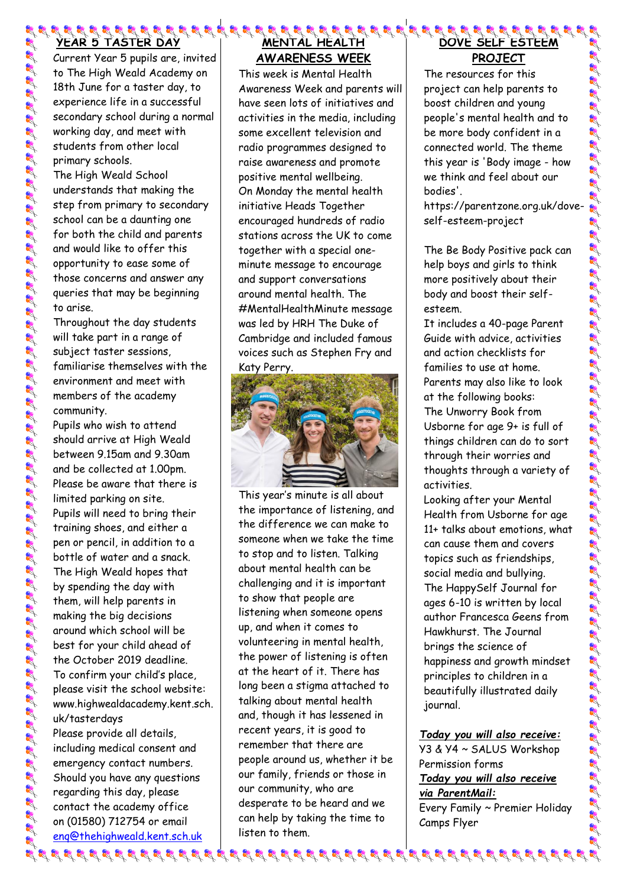## YEAR 5 TASTER DAY

Current Year 5 pupils are, invited to The High Weald Academy on 18th June for a taster day, to experience life in a successful secondary school during a normal working day, and meet with students from other local primary schools.

The High Weald School understands that making the step from primary to secondary school can be a daunting one for both the child and parents and would like to offer this opportunity to ease some of those concerns and answer any queries that may be beginning to arise.

Throughout the day students will take part in a range of subject taster sessions, familiarise themselves with the environment and meet with members of the academy community.

Pupils who wish to attend should arrive at High Weald between 9.15am and 9.30am and be collected at 1.00pm. Please be aware that there is limited parking on site.

Pupils will need to bring their training shoes, and either a pen or pencil, in addition to a bottle of water and a snack.

The High Weald hopes that by spending the day with them, will help parents in making the big decisions around which school will be best for your child ahead of the October 2019 deadline.

To confirm your child's place, please visit the school website: www.highwealdacademy.kent.sch.uk/tasterdays

Please provide all details, including medical consent and emergency contact numbers. Should you have any questions regarding this day, please contact the academy office on (01580) 712754 or email enq@thehighweald.kent.sch.uk

## MENTAL HEALTH AWARENESS WEEK

This week is Mental Health Awareness Week and parents will have seen lots of initiatives and activities in the media, including some excellent television and radio programmes designed to raise awareness and promote positive mental wellbeing.

On Monday the mental health initiative Heads Together encouraged hundreds of radio stations across the UK to come together with a special one-minute message to encourage and support conversations around mental health. The #MentalHealthMinute message was led by HRH The Duke of Cambridge and included famous voices such as Stephen Fry and Katy Perry.

This year's minute is all about the importance of listening, and the difference we can make to someone when we take the time to stop and to listen. Talking about mental health can be challenging and it is important to show that people are listening when someone opens up, and when it comes to volunteering in mental health, the power of listening is often at the heart of it. There has long been a stigma attached to talking about mental health and, though it has lessened in recent years, it is good to remember that there are people around us, whether it be our family, friends or those in our community, who are desperate to be heard and we can help by taking the time to listen to them.

## DOVE SELF ESTEEM PROJECT

The resources for this project can help parents to boost children and young people's mental health and to be more body confident in a connected world. The theme this year is 'Body image - how we think and feel about our bodies'.

https://parentzone.org.uk/dove-self-esteem-project

The Be Body Positive pack can help boys and girls to think more positively about their body and boost their self-esteem.

It includes a 40-page Parent Guide with advice, activities and action checklists for families to use at home.

Parents may also like to look at the following books:

The Unworry Book from Usborne for age 9+ is full of things children can do to sort through their worries and thoughts through a variety of activities.

Looking after your Mental Health from Usborne for age 11+ talks about emotions, what can cause them and covers topics such as friendships, social media and bullying.

The HappySelf Journal for ages 6-10 is written by local author Francesca Geens from Hawkhurst. The Journal brings the science of happiness and growth mindset principles to children in a beautifully illustrated daily journal.

***Today you will also receive:***

Y3 & Y4 ~ SALUS Workshop Permission forms

***Today you will also receive via ParentMail:***

Every Family ~ Premier Holiday Camps Flyer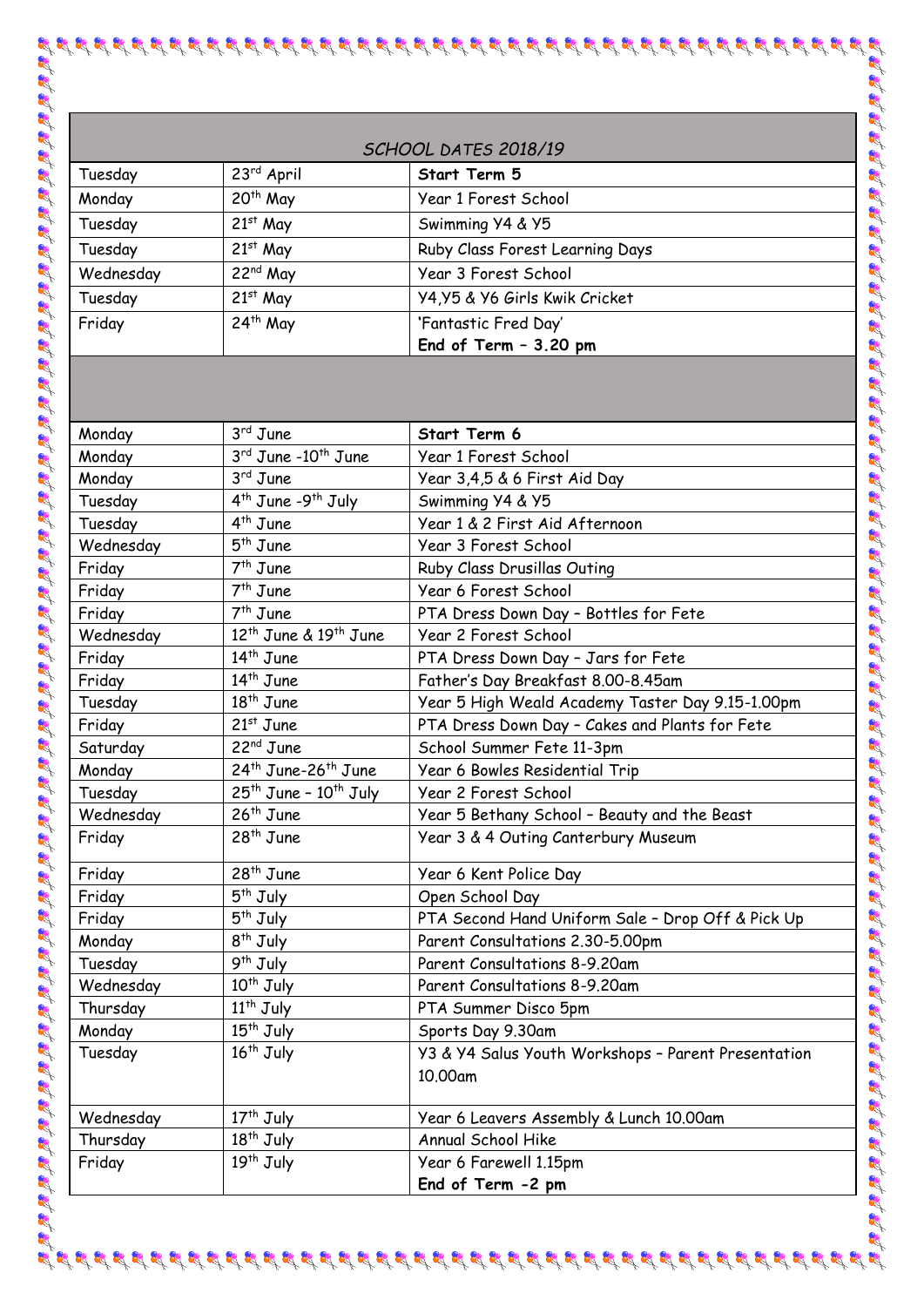| SCHOOL DATES 2018/19 | | |
|---|---|---|
| Tuesday | 23rd April | **Start Term 5** |
| Monday | 20th May | Year 1 Forest School |
| Tuesday | 21st May | Swimming Y4 & Y5 |
| Tuesday | 21st May | Ruby Class Forest Learning Days |
| Wednesday | 22nd May | Year 3 Forest School |
| Tuesday | 21st May | Y4,Y5 & Y6 Girls Kwik Cricket |
| Friday | 24th May | 'Fantastic Fred Day'<br>**End of Term – 3.20 pm** |
| | | |
| Monday | 3rd June | **Start Term 6** |
| Monday | 3rd June -10th June | Year 1 Forest School |
| Monday | 3rd June | Year 3,4,5 & 6 First Aid Day |
| Tuesday | 4th June -9th July | Swimming Y4 & Y5 |
| Tuesday | 4th June | Year 1 & 2 First Aid Afternoon |
| Wednesday | 5th June | Year 3 Forest School |
| Friday | 7th June | Ruby Class Drusillas Outing |
| Friday | 7th June | Year 6 Forest School |
| Friday | 7th June | PTA Dress Down Day – Bottles for Fete |
| Wednesday | 12th June & 19th June | Year 2 Forest School |
| Friday | 14th June | PTA Dress Down Day – Jars for Fete |
| Friday | 14th June | Father's Day Breakfast 8.00-8.45am |
| Tuesday | 18th June | Year 5 High Weald Academy Taster Day 9.15-1.00pm |
| Friday | 21st June | PTA Dress Down Day – Cakes and Plants for Fete |
| Saturday | 22nd June | School Summer Fete 11-3pm |
| Monday | 24th June-26th June | Year 6 Bowles Residential Trip |
| Tuesday | 25th June – 10th July | Year 2 Forest School |
| Wednesday | 26th June | Year 5 Bethany School – Beauty and the Beast |
| Friday | 28th June | Year 3 & 4 Outing Canterbury Museum |
| Friday | 28th June | Year 6 Kent Police Day |
| Friday | 5th July | Open School Day |
| Friday | 5th July | PTA Second Hand Uniform Sale – Drop Off & Pick Up |
| Monday | 8th July | Parent Consultations 2.30-5.00pm |
| Tuesday | 9th July | Parent Consultations 8-9.20am |
| Wednesday | 10th July | Parent Consultations 8-9.20am |
| Thursday | 11th July | PTA Summer Disco 5pm |
| Monday | 15th July | Sports Day 9.30am |
| Tuesday | 16th July | Y3 & Y4 Salus Youth Workshops – Parent Presentation 10.00am |
| Wednesday | 17th July | Year 6 Leavers Assembly & Lunch 10.00am |
| Thursday | 18th July | Annual School Hike |
| Friday | 19th July | Year 6 Farewell 1.15pm<br>**End of Term -2 pm** |